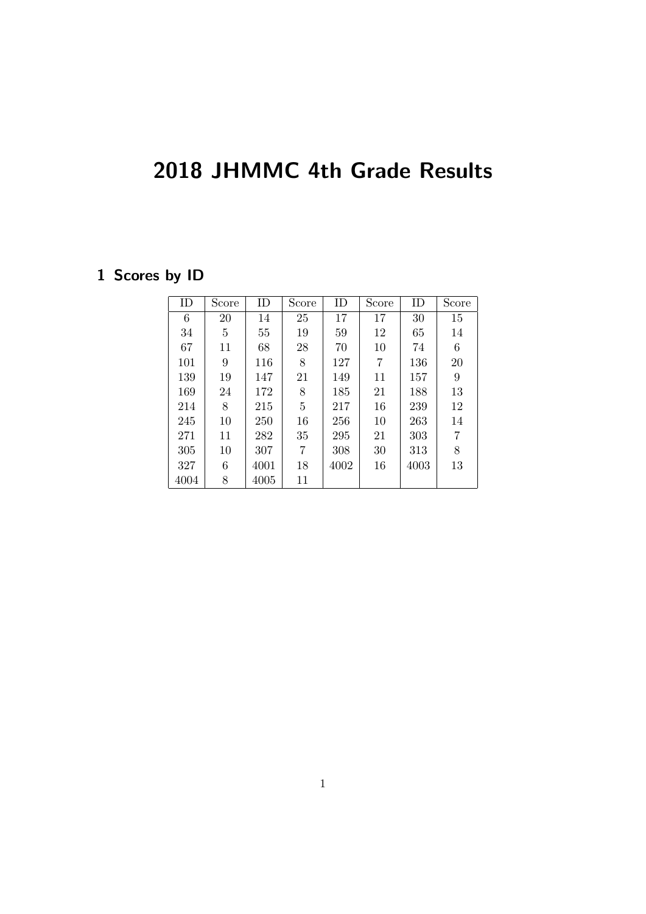# 2018 JHMMC 4th Grade Results

## 1 Scores by ID

| ID | Score | ID | Score | ID | Score | ID | Score |
|---|---|---|---|---|---|---|---|
| 6 | 20 | 14 | 25 | 17 | 17 | 30 | 15 |
| 34 | 5 | 55 | 19 | 59 | 12 | 65 | 14 |
| 67 | 11 | 68 | 28 | 70 | 10 | 74 | 6 |
| 101 | 9 | 116 | 8 | 127 | 7 | 136 | 20 |
| 139 | 19 | 147 | 21 | 149 | 11 | 157 | 9 |
| 169 | 24 | 172 | 8 | 185 | 21 | 188 | 13 |
| 214 | 8 | 215 | 5 | 217 | 16 | 239 | 12 |
| 245 | 10 | 250 | 16 | 256 | 10 | 263 | 14 |
| 271 | 11 | 282 | 35 | 295 | 21 | 303 | 7 |
| 305 | 10 | 307 | 7 | 308 | 30 | 313 | 8 |
| 327 | 6 | 4001 | 18 | 4002 | 16 | 4003 | 13 |
| 4004 | 8 | 4005 | 11 | | | | |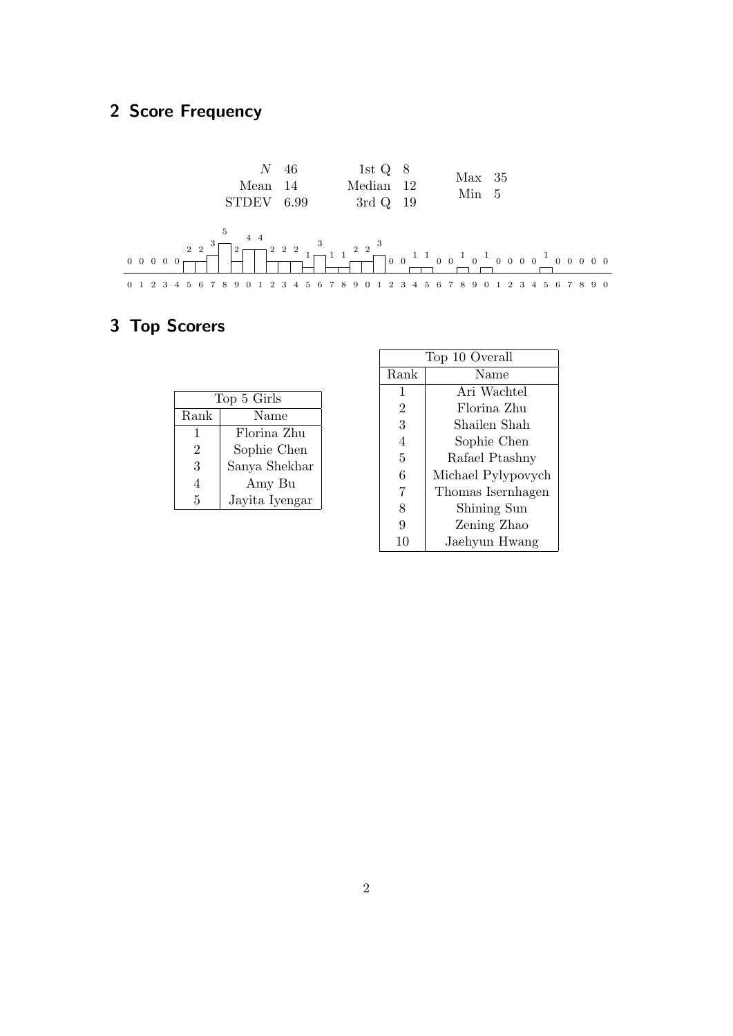## 2 Score Frequency

| | | | | | |
|---|---|---|---|---|---|
| $N$ | 46 | 1st Q | 8 | Max | 35 |
| Mean | 14 | Median | 12 | Min | 5 |
| STDEV | 6.99 | 3rd Q | 19 | | |

0 0 0 0 0 2 2 3 5 2 4 4 2 2 2 1 3 1 1 2 2 3 0 0 1 1 0 0 1 0 1 0 0 0 0 1 0 0 0 0 0

0 1 2 3 4 5 6 7 8 9 0 1 2 3 4 5 6 7 8 9 0 1 2 3 4 5 6 7 8 9 0 1 2 3 4 5 6 7 8 9 0

## 3 Top Scorers

| Top 5 Girls | |
|---|---|
| Rank | Name |
| 1 | Florina Zhu |
| 2 | Sophie Chen |
| 3 | Sanya Shekhar |
| 4 | Amy Bu |
| 5 | Jayita Iyengar |

| Top 10 Overall | |
|---|---|
| Rank | Name |
| 1 | Ari Wachtel |
| 2 | Florina Zhu |
| 3 | Shailen Shah |
| 4 | Sophie Chen |
| 5 | Rafael Ptashny |
| 6 | Michael Pylypovych |
| 7 | Thomas Isernhagen |
| 8 | Shining Sun |
| 9 | Zening Zhao |
| 10 | Jaehyun Hwang |